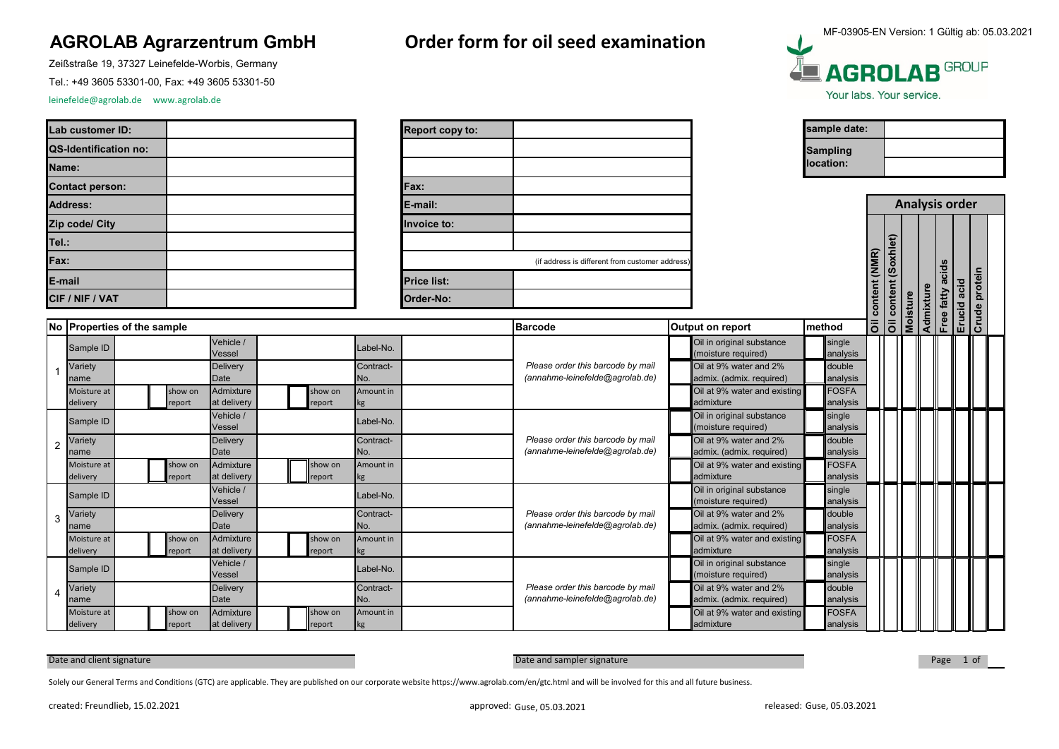# AGROLAB Agrarzentrum GmbH

Zeißstraße 19, 37327 Leinefelde-Worbis, Germany

Tel.: +49 3605 53301-00, Fax: +49 3605 53301-50

leinefelde@agrolab.de www.agrolab.de

# Order form for oil seed examination

MF-03905-EN Version: 1 Gültig ab: 05.03.2021

AGROLAB GROUP – Your labs. Your service.

| | |
|---|---|
| Lab customer ID: | |
| QS-Identification no: | |
| Name: | |
| Contact person: | |
| Address: | |
| Zip code/ City | |
| Tel.: | |
| Fax: | |
| E-mail | |
| CIF / NIF / VAT | |

| | |
|---|---|
| Report copy to: | |
| | |
| | |
| Fax: | |
| E-mail: | |
| Invoice to: | |
| | |
| | (if address is different from customer address) |
| Price list: | |
| Order-No: | |

| | |
|---|---|
| sample date: | |
| Sampling location: | |

## Analysis order

| No | Properties of the sample | | | | | | Barcode | Output on report | method | Oil content (NMR) | Oil content (Soxhlet) | Moisture | Admixture | Free fatty acids | Erucid acid | Crude protein |
|---|---|---|---|---|---|---|---|---|---|---|---|---|---|---|---|---|
| 1 | Sample ID | | Vehicle / Vessel | | Label-No. | | | Oil in original substance (moisture required) | single analysis | | | | | | | |
| | Variety name | | Delivery Date | | Contract-No. | | *Please order this barcode by mail (annahme-leinefelde@agrolab.de)* | Oil at 9% water and 2% admix. (admix. required) | double analysis | | | | | | | |
| | Moisture at delivery | show on report | Admixture at delivery | show on report | Amount in kg | | | Oil at 9% water and existing admixture | FOSFA analysis | | | | | | | |
| 2 | Sample ID | | Vehicle / Vessel | | Label-No. | | | Oil in original substance (moisture required) | single analysis | | | | | | | |
| | Variety name | | Delivery Date | | Contract-No. | | *Please order this barcode by mail (annahme-leinefelde@agrolab.de)* | Oil at 9% water and 2% admix. (admix. required) | double analysis | | | | | | | |
| | Moisture at delivery | show on report | Admixture at delivery | show on report | Amount in kg | | | Oil at 9% water and existing admixture | FOSFA analysis | | | | | | | |
| 3 | Sample ID | | Vehicle / Vessel | | Label-No. | | | Oil in original substance (moisture required) | single analysis | | | | | | | |
| | Variety name | | Delivery Date | | Contract-No. | | *Please order this barcode by mail (annahme-leinefelde@agrolab.de)* | Oil at 9% water and 2% admix. (admix. required) | double analysis | | | | | | | |
| | Moisture at delivery | show on report | Admixture at delivery | show on report | Amount in kg | | | Oil at 9% water and existing admixture | FOSFA analysis | | | | | | | |
| 4 | Sample ID | | Vehicle / Vessel | | Label-No. | | | Oil in original substance (moisture required) | single analysis | | | | | | | |
| | Variety name | | Delivery Date | | Contract-No. | | *Please order this barcode by mail (annahme-leinefelde@agrolab.de)* | Oil at 9% water and 2% admix. (admix. required) | double analysis | | | | | | | |
| | Moisture at delivery | show on report | Admixture at delivery | show on report | Amount in kg | | | Oil at 9% water and existing admixture | FOSFA analysis | | | | | | | |

Date and client signature

Date and sampler signature

Solely our General Terms and Conditions (GTC) are applicable. They are published on our corporate website https://www.agrolab.com/en/gtc.html and will be involved for this and all future business.

created: Freundlieb, 15.02.2021 approved: Guse, 05.03.2021 released: Guse, 05.03.2021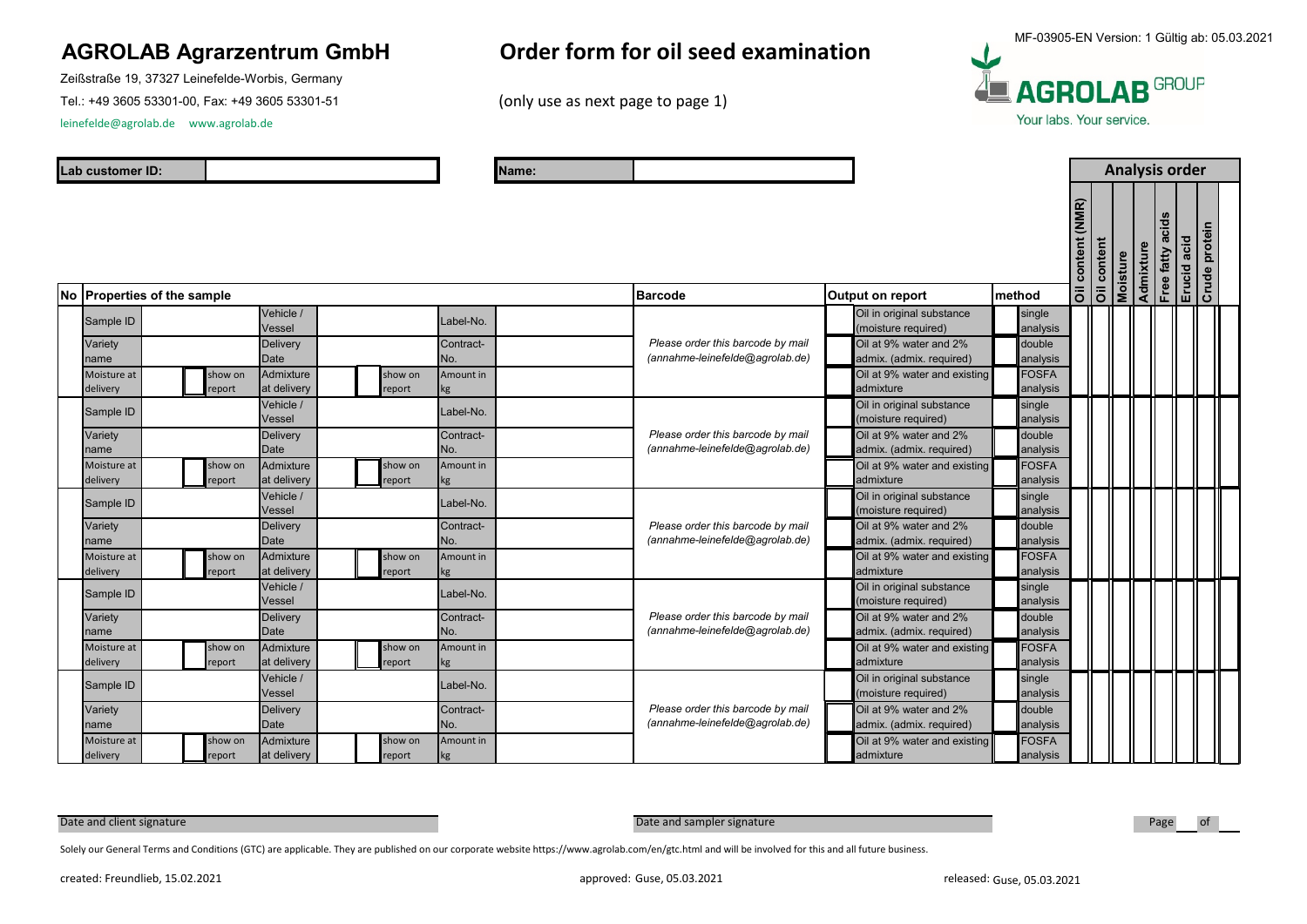# AGROLAB Agrarzentrum GmbH

Zeißstraße 19, 37327 Leinefelde-Worbis, Germany

Tel.: +49 3605 53301-00, Fax: +49 3605 53301-51

leinefelde@agrolab.de www.agrolab.de

# Order form for oil seed examination

(only use as next page to page 1)

MF-03905-EN Version: 1 Gültig ab: 05.03.2021

AGROLAB GROUP
Your labs. Your service.

| Lab customer ID: | | Name: | |
|---|---|---|---|

| No | Properties of the sample | | | | | | | Barcode | Output on report | method | Oil content (NMR) | Oil content | Moisture | Admixture | Free fatty acids | Erucid acid | Crude protein |
|---|---|---|---|---|---|---|---|---|---|---|---|---|---|---|---|---|---|
| | Sample ID | | Vehicle / Vessel | | Label-No. | | | *Please order this barcode by mail (annahme-leinefelde@agrolab.de)* | Oil in original substance (moisture required) | single analysis | | | | | | | |
| | Variety name | | Delivery Date | | Contract-No. | | | | Oil at 9% water and 2% admix. (admix. required) | double analysis | | | | | | | |
| | Moisture at delivery | show on report | Admixture at delivery | show on report | Amount in kg | | | | Oil at 9% water and existing admixture | FOSFA analysis | | | | | | | |
| | Sample ID | | Vehicle / Vessel | | Label-No. | | | *Please order this barcode by mail (annahme-leinefelde@agrolab.de)* | Oil in original substance (moisture required) | single analysis | | | | | | | |
| | Variety name | | Delivery Date | | Contract-No. | | | | Oil at 9% water and 2% admix. (admix. required) | double analysis | | | | | | | |
| | Moisture at delivery | show on report | Admixture at delivery | show on report | Amount in kg | | | | Oil at 9% water and existing admixture | FOSFA analysis | | | | | | | |
| | Sample ID | | Vehicle / Vessel | | Label-No. | | | *Please order this barcode by mail (annahme-leinefelde@agrolab.de)* | Oil in original substance (moisture required) | single analysis | | | | | | | |
| | Variety name | | Delivery Date | | Contract-No. | | | | Oil at 9% water and 2% admix. (admix. required) | double analysis | | | | | | | |
| | Moisture at delivery | show on report | Admixture at delivery | show on report | Amount in kg | | | | Oil at 9% water and existing admixture | FOSFA analysis | | | | | | | |
| | Sample ID | | Vehicle / Vessel | | Label-No. | | | *Please order this barcode by mail (annahme-leinefelde@agrolab.de)* | Oil in original substance (moisture required) | single analysis | | | | | | | |
| | Variety name | | Delivery Date | | Contract-No. | | | | Oil at 9% water and 2% admix. (admix. required) | double analysis | | | | | | | |
| | Moisture at delivery | show on report | Admixture at delivery | show on report | Amount in kg | | | | Oil at 9% water and existing admixture | FOSFA analysis | | | | | | | |
| | Sample ID | | Vehicle / Vessel | | Label-No. | | | *Please order this barcode by mail (annahme-leinefelde@agrolab.de)* | Oil in original substance (moisture required) | single analysis | | | | | | | |
| | Variety name | | Delivery Date | | Contract-No. | | | | Oil at 9% water and 2% admix. (admix. required) | double analysis | | | | | | | |
| | Moisture at delivery | show on report | Admixture at delivery | show on report | Amount in kg | | | | Oil at 9% water and existing admixture | FOSFA analysis | | | | | | | |

Date and client signature

Date and sampler signature

Page ___ of ___

Solely our General Terms and Conditions (GTC) are applicable. They are published on our corporate website https://www.agrolab.com/en/gtc.html and will be involved for this and all future business.

created: Freundlieb, 15.02.2021 approved: Guse, 05.03.2021 released: Guse, 05.03.2021